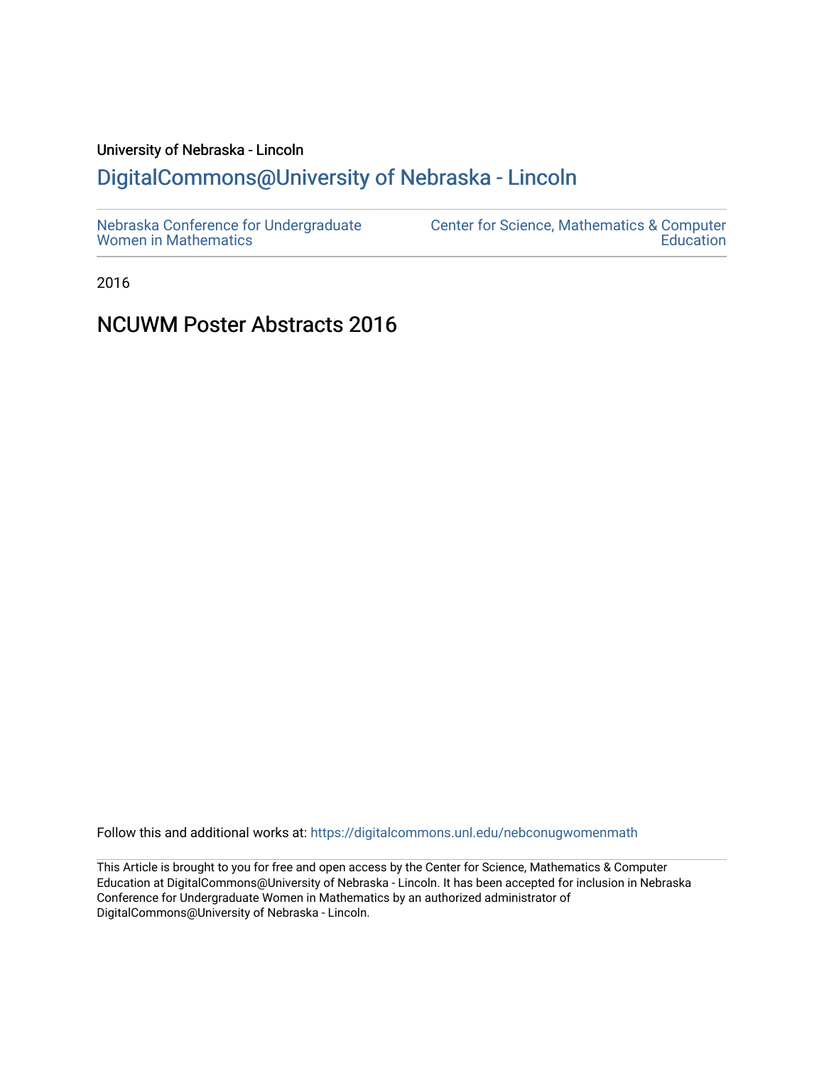University of Nebraska - Lincoln

## DigitalCommons@University of Nebraska - Lincoln

Nebraska Conference for Undergraduate Women in Mathematics

Center for Science, Mathematics & Computer Education

2016

# NCUWM Poster Abstracts 2016

Follow this and additional works at: https://digitalcommons.unl.edu/nebconugwomenmath

This Article is brought to you for free and open access by the Center for Science, Mathematics & Computer Education at DigitalCommons@University of Nebraska - Lincoln. It has been accepted for inclusion in Nebraska Conference for Undergraduate Women in Mathematics by an authorized administrator of DigitalCommons@University of Nebraska - Lincoln.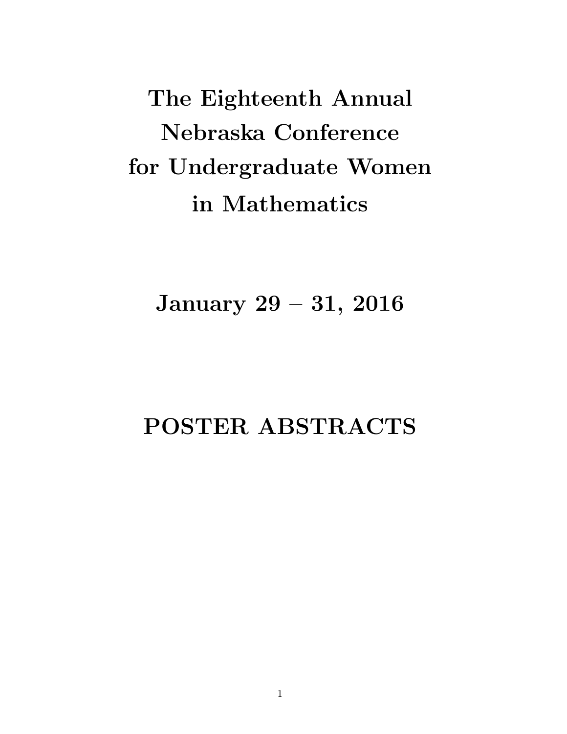# The Eighteenth Annual Nebraska Conference for Undergraduate Women in Mathematics

## January 29 – 31, 2016

## POSTER ABSTRACTS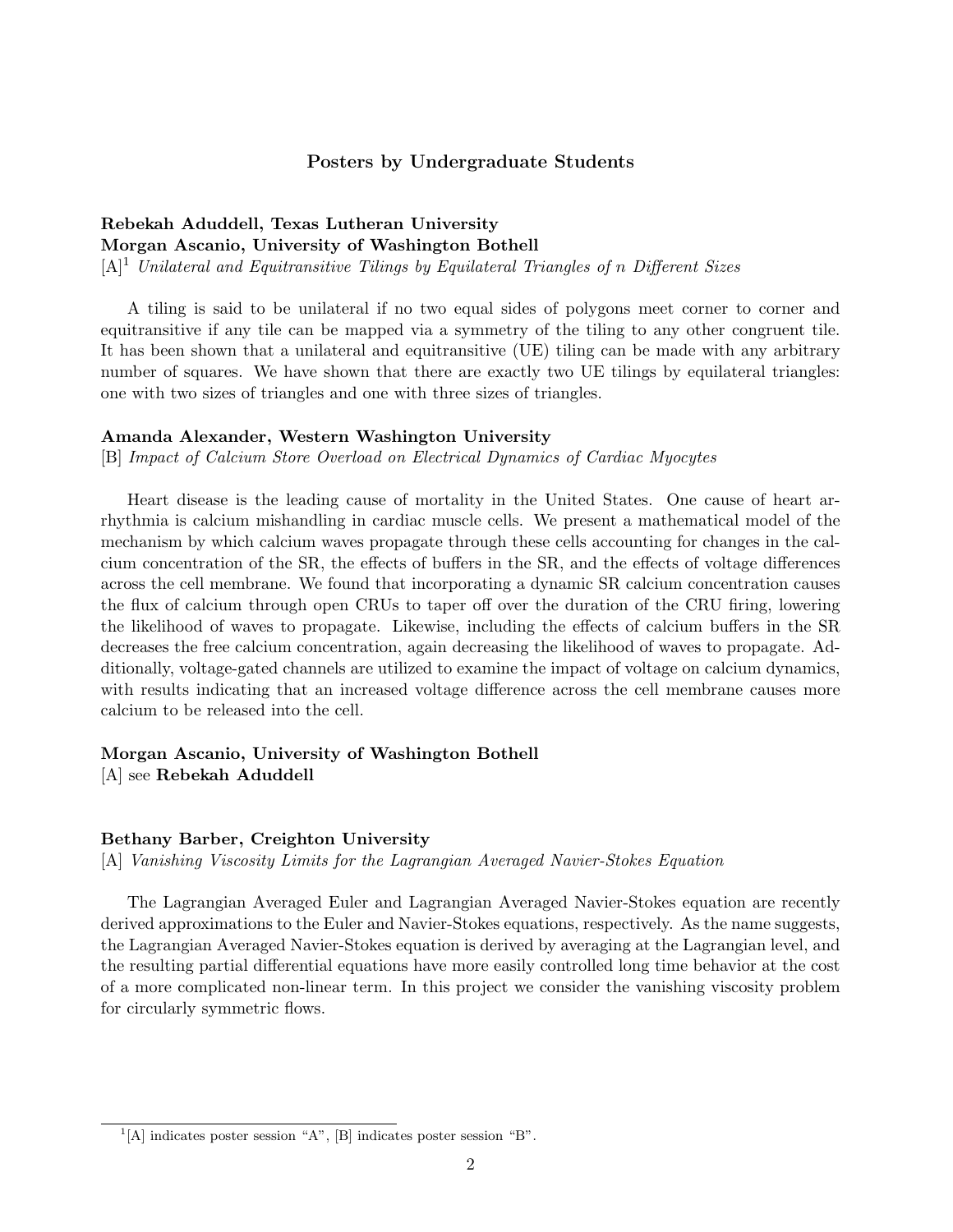# Posters by Undergraduate Students

**Rebekah Aduddell, Texas Lutheran University**
**Morgan Ascanio, University of Washington Bothell**
[A][1] *Unilateral and Equitransitive Tilings by Equilateral Triangles of n Different Sizes*

A tiling is said to be unilateral if no two equal sides of polygons meet corner to corner and equitransitive if any tile can be mapped via a symmetry of the tiling to any other congruent tile. It has been shown that a unilateral and equitransitive (UE) tiling can be made with any arbitrary number of squares. We have shown that there are exactly two UE tilings by equilateral triangles: one with two sizes of triangles and one with three sizes of triangles.

**Amanda Alexander, Western Washington University**
[B] *Impact of Calcium Store Overload on Electrical Dynamics of Cardiac Myocytes*

Heart disease is the leading cause of mortality in the United States. One cause of heart arrhythmia is calcium mishandling in cardiac muscle cells. We present a mathematical model of the mechanism by which calcium waves propagate through these cells accounting for changes in the calcium concentration of the SR, the effects of buffers in the SR, and the effects of voltage differences across the cell membrane. We found that incorporating a dynamic SR calcium concentration causes the flux of calcium through open CRUs to taper off over the duration of the CRU firing, lowering the likelihood of waves to propagate. Likewise, including the effects of calcium buffers in the SR decreases the free calcium concentration, again decreasing the likelihood of waves to propagate. Additionally, voltage-gated channels are utilized to examine the impact of voltage on calcium dynamics, with results indicating that an increased voltage difference across the cell membrane causes more calcium to be released into the cell.

**Morgan Ascanio, University of Washington Bothell**
[A] see **Rebekah Aduddell**

**Bethany Barber, Creighton University**
[A] *Vanishing Viscosity Limits for the Lagrangian Averaged Navier-Stokes Equation*

The Lagrangian Averaged Euler and Lagrangian Averaged Navier-Stokes equation are recently derived approximations to the Euler and Navier-Stokes equations, respectively. As the name suggests, the Lagrangian Averaged Navier-Stokes equation is derived by averaging at the Lagrangian level, and the resulting partial differential equations have more easily controlled long time behavior at the cost of a more complicated non-linear term. In this project we consider the vanishing viscosity problem for circularly symmetric flows.

[1] [A] indicates poster session "A", [B] indicates poster session "B".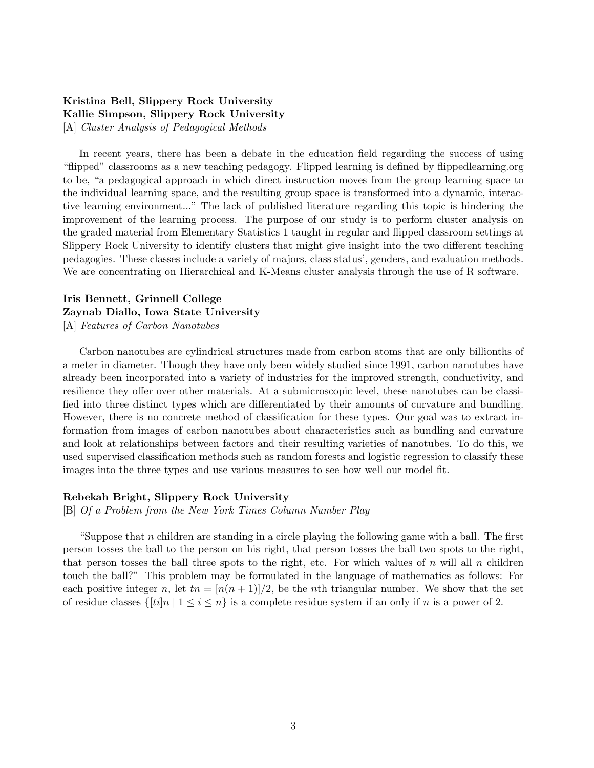**Kristina Bell, Slippery Rock University**
**Kallie Simpson, Slippery Rock University**
[A] *Cluster Analysis of Pedagogical Methods*

In recent years, there has been a debate in the education field regarding the success of using "flipped" classrooms as a new teaching pedagogy. Flipped learning is defined by flippedlearning.org to be, "a pedagogical approach in which direct instruction moves from the group learning space to the individual learning space, and the resulting group space is transformed into a dynamic, interactive learning environment..." The lack of published literature regarding this topic is hindering the improvement of the learning process. The purpose of our study is to perform cluster analysis on the graded material from Elementary Statistics 1 taught in regular and flipped classroom settings at Slippery Rock University to identify clusters that might give insight into the two different teaching pedagogies. These classes include a variety of majors, class status', genders, and evaluation methods. We are concentrating on Hierarchical and K-Means cluster analysis through the use of R software.

**Iris Bennett, Grinnell College**
**Zaynab Diallo, Iowa State University**
[A] *Features of Carbon Nanotubes*

Carbon nanotubes are cylindrical structures made from carbon atoms that are only billionths of a meter in diameter. Though they have only been widely studied since 1991, carbon nanotubes have already been incorporated into a variety of industries for the improved strength, conductivity, and resilience they offer over other materials. At a submicroscopic level, these nanotubes can be classified into three distinct types which are differentiated by their amounts of curvature and bundling. However, there is no concrete method of classification for these types. Our goal was to extract information from images of carbon nanotubes about characteristics such as bundling and curvature and look at relationships between factors and their resulting varieties of nanotubes. To do this, we used supervised classification methods such as random forests and logistic regression to classify these images into the three types and use various measures to see how well our model fit.

**Rebekah Bright, Slippery Rock University**
[B] *Of a Problem from the New York Times Column Number Play*

"Suppose that $n$ children are standing in a circle playing the following game with a ball. The first person tosses the ball to the person on his right, that person tosses the ball two spots to the right, that person tosses the ball three spots to the right, etc. For which values of $n$ will all $n$ children touch the ball?" This problem may be formulated in the language of mathematics as follows: For each positive integer $n$, let $tn = [n(n + 1)]/2$, be the $n$th triangular number. We show that the set of residue classes $\{[ti]n \mid 1 \leq i \leq n\}$ is a complete residue system if an only if $n$ is a power of 2.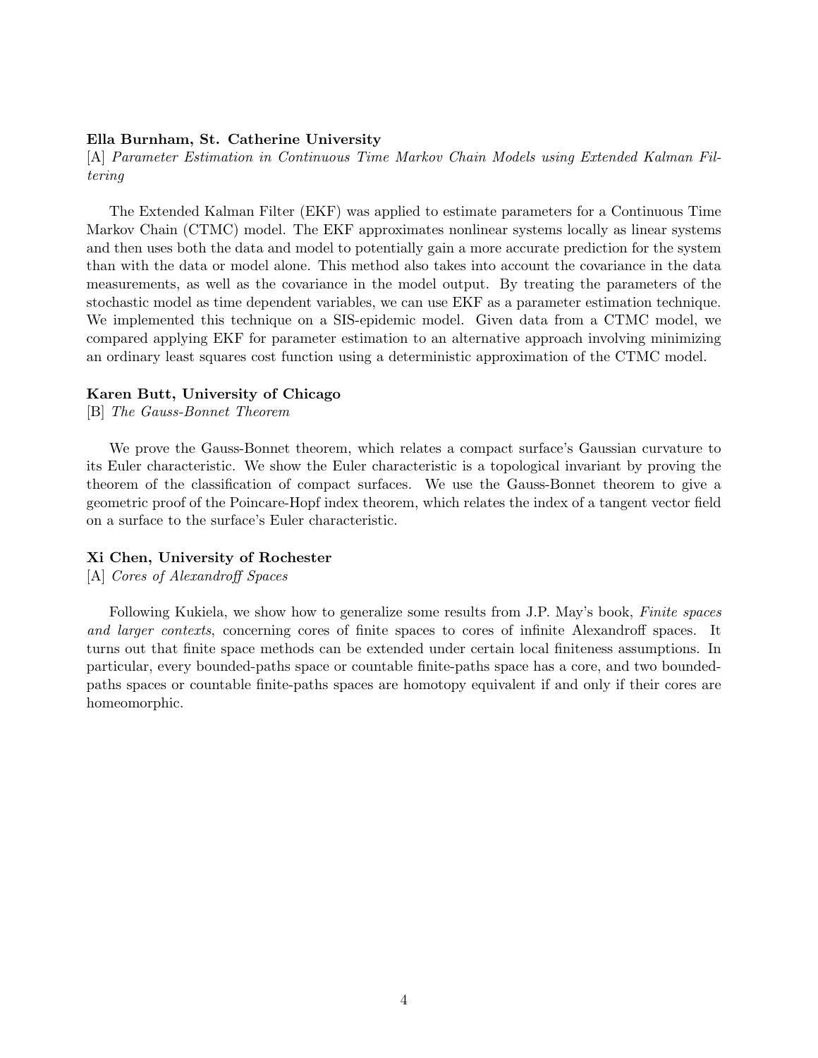**Ella Burnham, St. Catherine University**

[A] *Parameter Estimation in Continuous Time Markov Chain Models using Extended Kalman Filtering*

The Extended Kalman Filter (EKF) was applied to estimate parameters for a Continuous Time Markov Chain (CTMC) model. The EKF approximates nonlinear systems locally as linear systems and then uses both the data and model to potentially gain a more accurate prediction for the system than with the data or model alone. This method also takes into account the covariance in the data measurements, as well as the covariance in the model output. By treating the parameters of the stochastic model as time dependent variables, we can use EKF as a parameter estimation technique. We implemented this technique on a SIS-epidemic model. Given data from a CTMC model, we compared applying EKF for parameter estimation to an alternative approach involving minimizing an ordinary least squares cost function using a deterministic approximation of the CTMC model.

**Karen Butt, University of Chicago**

[B] *The Gauss-Bonnet Theorem*

We prove the Gauss-Bonnet theorem, which relates a compact surface's Gaussian curvature to its Euler characteristic. We show the Euler characteristic is a topological invariant by proving the theorem of the classification of compact surfaces. We use the Gauss-Bonnet theorem to give a geometric proof of the Poincare-Hopf index theorem, which relates the index of a tangent vector field on a surface to the surface's Euler characteristic.

**Xi Chen, University of Rochester**

[A] *Cores of Alexandroff Spaces*

Following Kukiela, we show how to generalize some results from J.P. May's book, *Finite spaces and larger contexts*, concerning cores of finite spaces to cores of infinite Alexandroff spaces. It turns out that finite space methods can be extended under certain local finiteness assumptions. In particular, every bounded-paths space or countable finite-paths space has a core, and two bounded-paths spaces or countable finite-paths spaces are homotopy equivalent if and only if their cores are homeomorphic.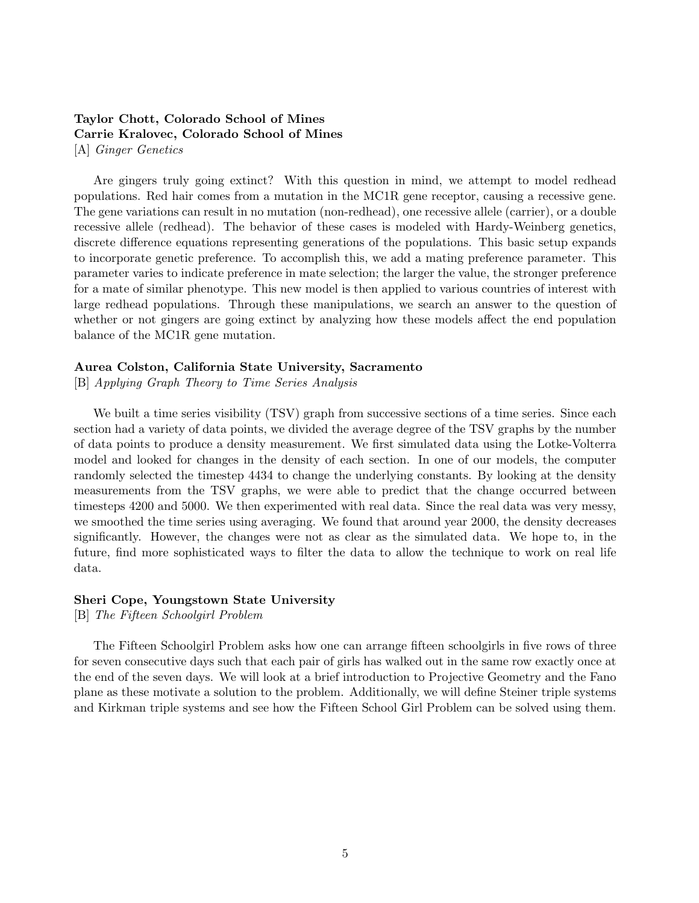**Taylor Chott, Colorado School of Mines**
**Carrie Kralovec, Colorado School of Mines**
[A] *Ginger Genetics*

Are gingers truly going extinct? With this question in mind, we attempt to model redhead populations. Red hair comes from a mutation in the MC1R gene receptor, causing a recessive gene. The gene variations can result in no mutation (non-redhead), one recessive allele (carrier), or a double recessive allele (redhead). The behavior of these cases is modeled with Hardy-Weinberg genetics, discrete difference equations representing generations of the populations. This basic setup expands to incorporate genetic preference. To accomplish this, we add a mating preference parameter. This parameter varies to indicate preference in mate selection; the larger the value, the stronger preference for a mate of similar phenotype. This new model is then applied to various countries of interest with large redhead populations. Through these manipulations, we search an answer to the question of whether or not gingers are going extinct by analyzing how these models affect the end population balance of the MC1R gene mutation.

**Aurea Colston, California State University, Sacramento**
[B] *Applying Graph Theory to Time Series Analysis*

We built a time series visibility (TSV) graph from successive sections of a time series. Since each section had a variety of data points, we divided the average degree of the TSV graphs by the number of data points to produce a density measurement. We first simulated data using the Lotke-Volterra model and looked for changes in the density of each section. In one of our models, the computer randomly selected the timestep 4434 to change the underlying constants. By looking at the density measurements from the TSV graphs, we were able to predict that the change occurred between timesteps 4200 and 5000. We then experimented with real data. Since the real data was very messy, we smoothed the time series using averaging. We found that around year 2000, the density decreases significantly. However, the changes were not as clear as the simulated data. We hope to, in the future, find more sophisticated ways to filter the data to allow the technique to work on real life data.

**Sheri Cope, Youngstown State University**
[B] *The Fifteen Schoolgirl Problem*

The Fifteen Schoolgirl Problem asks how one can arrange fifteen schoolgirls in five rows of three for seven consecutive days such that each pair of girls has walked out in the same row exactly once at the end of the seven days. We will look at a brief introduction to Projective Geometry and the Fano plane as these motivate a solution to the problem. Additionally, we will define Steiner triple systems and Kirkman triple systems and see how the Fifteen School Girl Problem can be solved using them.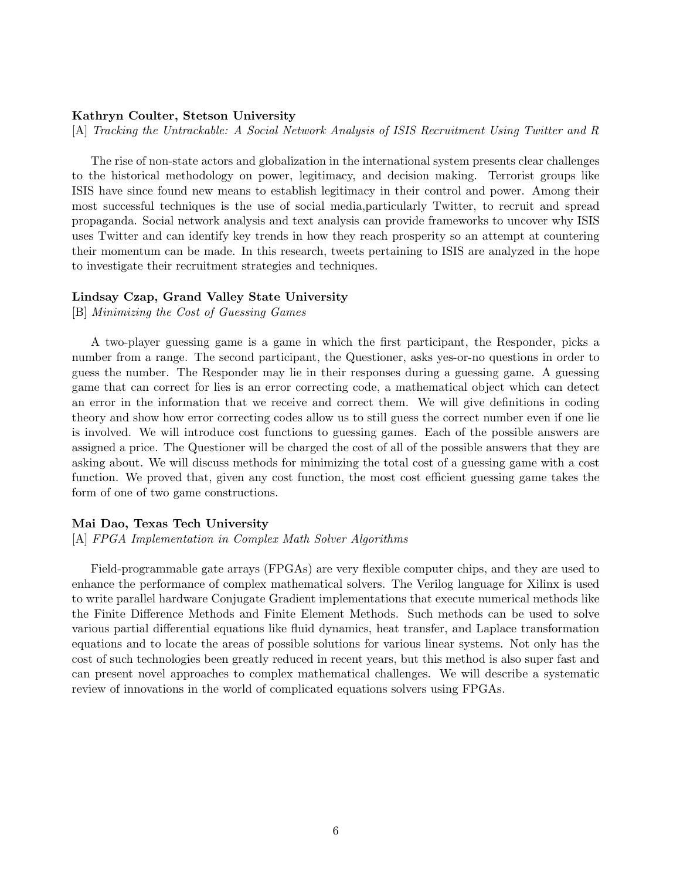**Kathryn Coulter, Stetson University**

[A] *Tracking the Untrackable: A Social Network Analysis of ISIS Recruitment Using Twitter and R*

The rise of non-state actors and globalization in the international system presents clear challenges to the historical methodology on power, legitimacy, and decision making. Terrorist groups like ISIS have since found new means to establish legitimacy in their control and power. Among their most successful techniques is the use of social media,particularly Twitter, to recruit and spread propaganda. Social network analysis and text analysis can provide frameworks to uncover why ISIS uses Twitter and can identify key trends in how they reach prosperity so an attempt at countering their momentum can be made. In this research, tweets pertaining to ISIS are analyzed in the hope to investigate their recruitment strategies and techniques.

**Lindsay Czap, Grand Valley State University**

[B] *Minimizing the Cost of Guessing Games*

A two-player guessing game is a game in which the first participant, the Responder, picks a number from a range. The second participant, the Questioner, asks yes-or-no questions in order to guess the number. The Responder may lie in their responses during a guessing game. A guessing game that can correct for lies is an error correcting code, a mathematical object which can detect an error in the information that we receive and correct them. We will give definitions in coding theory and show how error correcting codes allow us to still guess the correct number even if one lie is involved. We will introduce cost functions to guessing games. Each of the possible answers are assigned a price. The Questioner will be charged the cost of all of the possible answers that they are asking about. We will discuss methods for minimizing the total cost of a guessing game with a cost function. We proved that, given any cost function, the most cost efficient guessing game takes the form of one of two game constructions.

**Mai Dao, Texas Tech University**

[A] *FPGA Implementation in Complex Math Solver Algorithms*

Field-programmable gate arrays (FPGAs) are very flexible computer chips, and they are used to enhance the performance of complex mathematical solvers. The Verilog language for Xilinx is used to write parallel hardware Conjugate Gradient implementations that execute numerical methods like the Finite Difference Methods and Finite Element Methods. Such methods can be used to solve various partial differential equations like fluid dynamics, heat transfer, and Laplace transformation equations and to locate the areas of possible solutions for various linear systems. Not only has the cost of such technologies been greatly reduced in recent years, but this method is also super fast and can present novel approaches to complex mathematical challenges. We will describe a systematic review of innovations in the world of complicated equations solvers using FPGAs.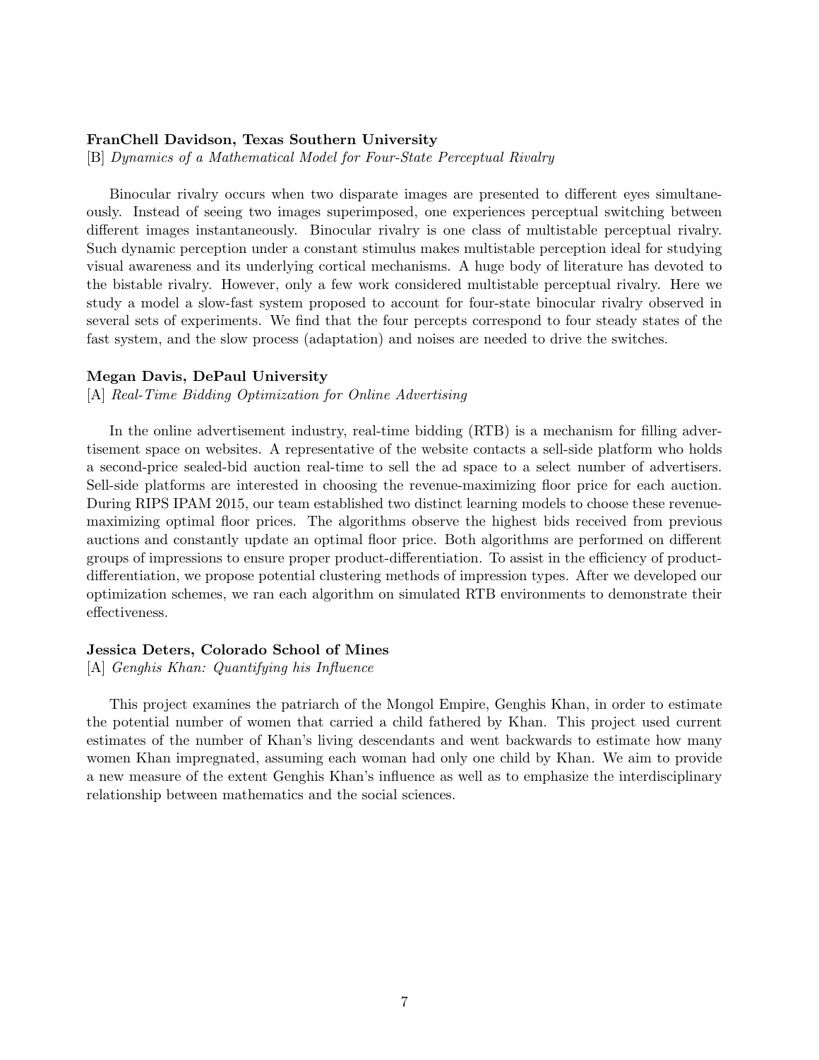**FranChell Davidson, Texas Southern University**

[B] *Dynamics of a Mathematical Model for Four-State Perceptual Rivalry*

Binocular rivalry occurs when two disparate images are presented to different eyes simultaneously. Instead of seeing two images superimposed, one experiences perceptual switching between different images instantaneously. Binocular rivalry is one class of multistable perceptual rivalry. Such dynamic perception under a constant stimulus makes multistable perception ideal for studying visual awareness and its underlying cortical mechanisms. A huge body of literature has devoted to the bistable rivalry. However, only a few work considered multistable perceptual rivalry. Here we study a model a slow-fast system proposed to account for four-state binocular rivalry observed in several sets of experiments. We find that the four percepts correspond to four steady states of the fast system, and the slow process (adaptation) and noises are needed to drive the switches.

**Megan Davis, DePaul University**

[A] *Real-Time Bidding Optimization for Online Advertising*

In the online advertisement industry, real-time bidding (RTB) is a mechanism for filling advertisement space on websites. A representative of the website contacts a sell-side platform who holds a second-price sealed-bid auction real-time to sell the ad space to a select number of advertisers. Sell-side platforms are interested in choosing the revenue-maximizing floor price for each auction. During RIPS IPAM 2015, our team established two distinct learning models to choose these revenue-maximizing optimal floor prices. The algorithms observe the highest bids received from previous auctions and constantly update an optimal floor price. Both algorithms are performed on different groups of impressions to ensure proper product-differentiation. To assist in the efficiency of product-differentiation, we propose potential clustering methods of impression types. After we developed our optimization schemes, we ran each algorithm on simulated RTB environments to demonstrate their effectiveness.

**Jessica Deters, Colorado School of Mines**

[A] *Genghis Khan: Quantifying his Influence*

This project examines the patriarch of the Mongol Empire, Genghis Khan, in order to estimate the potential number of women that carried a child fathered by Khan. This project used current estimates of the number of Khan's living descendants and went backwards to estimate how many women Khan impregnated, assuming each woman had only one child by Khan. We aim to provide a new measure of the extent Genghis Khan's influence as well as to emphasize the interdisciplinary relationship between mathematics and the social sciences.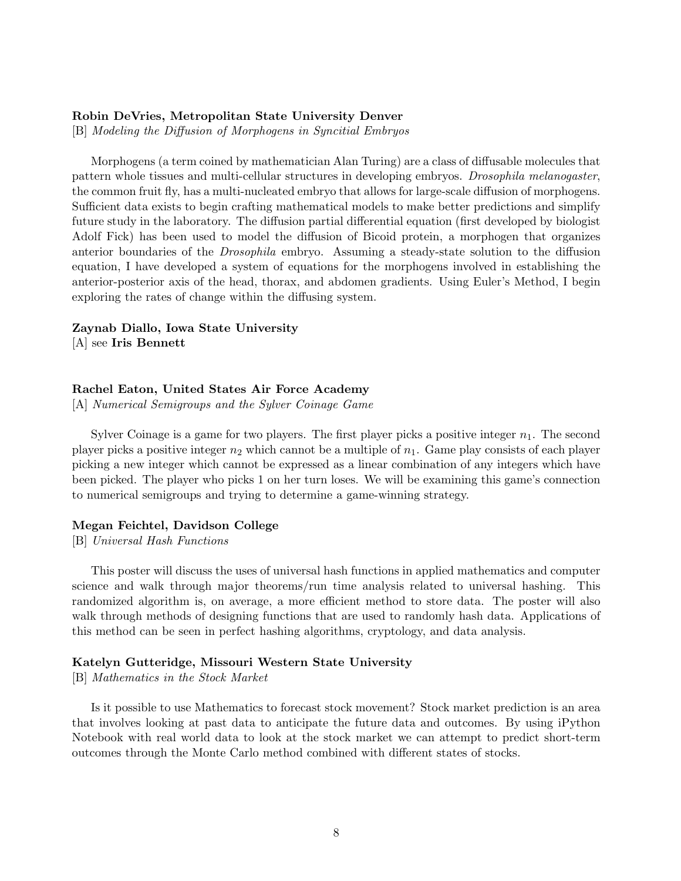**Robin DeVries, Metropolitan State University Denver**
[B] *Modeling the Diffusion of Morphogens in Syncitial Embryos*

Morphogens (a term coined by mathematician Alan Turing) are a class of diffusable molecules that pattern whole tissues and multi-cellular structures in developing embryos. *Drosophila melanogaster*, the common fruit fly, has a multi-nucleated embryo that allows for large-scale diffusion of morphogens. Sufficient data exists to begin crafting mathematical models to make better predictions and simplify future study in the laboratory. The diffusion partial differential equation (first developed by biologist Adolf Fick) has been used to model the diffusion of Bicoid protein, a morphogen that organizes anterior boundaries of the *Drosophila* embryo. Assuming a steady-state solution to the diffusion equation, I have developed a system of equations for the morphogens involved in establishing the anterior-posterior axis of the head, thorax, and abdomen gradients. Using Euler's Method, I begin exploring the rates of change within the diffusing system.

**Zaynab Diallo, Iowa State University**
[A] see **Iris Bennett**

**Rachel Eaton, United States Air Force Academy**
[A] *Numerical Semigroups and the Sylver Coinage Game*

Sylver Coinage is a game for two players. The first player picks a positive integer $n_1$. The second player picks a positive integer $n_2$ which cannot be a multiple of $n_1$. Game play consists of each player picking a new integer which cannot be expressed as a linear combination of any integers which have been picked. The player who picks 1 on her turn loses. We will be examining this game's connection to numerical semigroups and trying to determine a game-winning strategy.

**Megan Feichtel, Davidson College**
[B] *Universal Hash Functions*

This poster will discuss the uses of universal hash functions in applied mathematics and computer science and walk through major theorems/run time analysis related to universal hashing. This randomized algorithm is, on average, a more efficient method to store data. The poster will also walk through methods of designing functions that are used to randomly hash data. Applications of this method can be seen in perfect hashing algorithms, cryptology, and data analysis.

**Katelyn Gutteridge, Missouri Western State University**
[B] *Mathematics in the Stock Market*

Is it possible to use Mathematics to forecast stock movement? Stock market prediction is an area that involves looking at past data to anticipate the future data and outcomes. By using iPython Notebook with real world data to look at the stock market we can attempt to predict short-term outcomes through the Monte Carlo method combined with different states of stocks.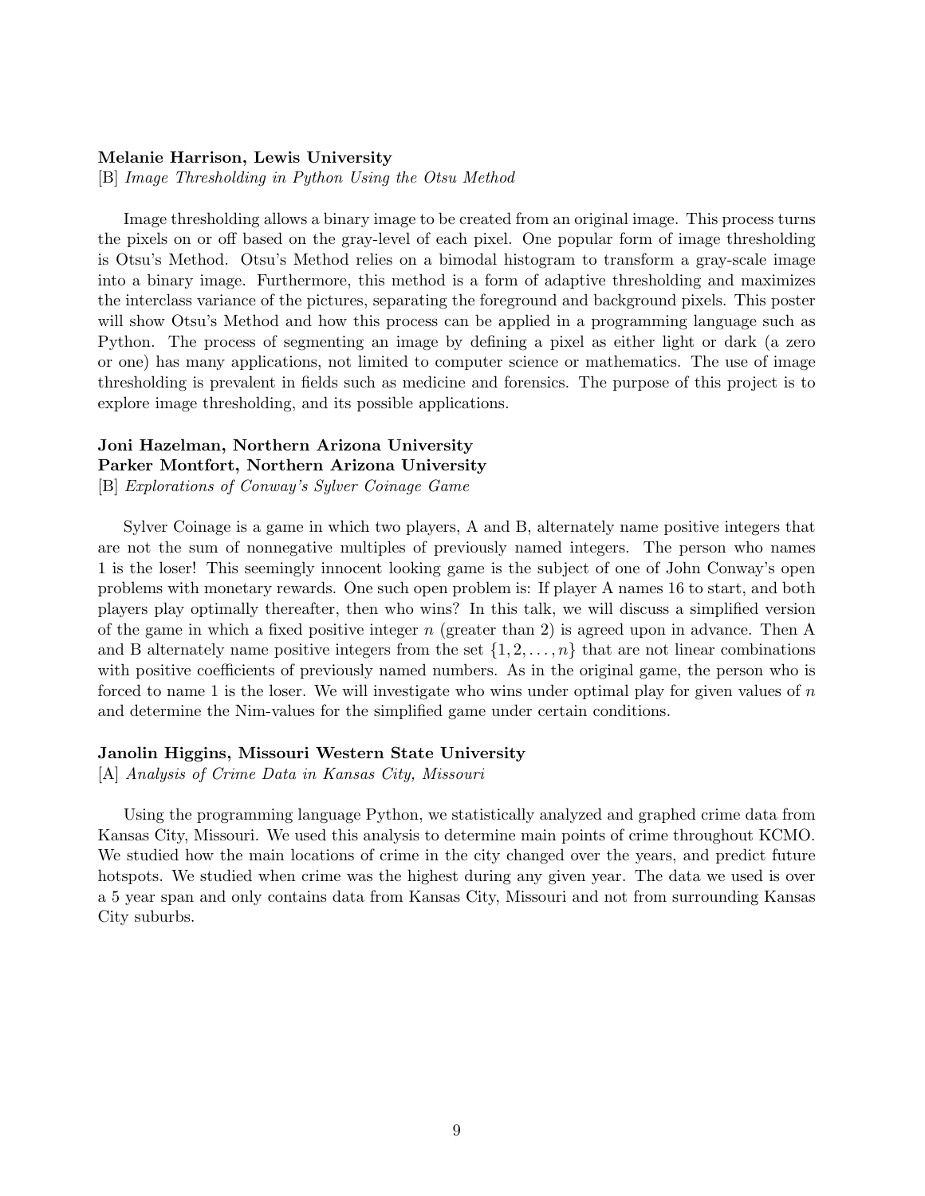**Melanie Harrison, Lewis University**
[B] *Image Thresholding in Python Using the Otsu Method*

Image thresholding allows a binary image to be created from an original image. This process turns the pixels on or off based on the gray-level of each pixel. One popular form of image thresholding is Otsu's Method. Otsu's Method relies on a bimodal histogram to transform a gray-scale image into a binary image. Furthermore, this method is a form of adaptive thresholding and maximizes the interclass variance of the pictures, separating the foreground and background pixels. This poster will show Otsu's Method and how this process can be applied in a programming language such as Python. The process of segmenting an image by defining a pixel as either light or dark (a zero or one) has many applications, not limited to computer science or mathematics. The use of image thresholding is prevalent in fields such as medicine and forensics. The purpose of this project is to explore image thresholding, and its possible applications.

**Joni Hazelman, Northern Arizona University**
**Parker Montfort, Northern Arizona University**
[B] *Explorations of Conway's Sylver Coinage Game*

Sylver Coinage is a game in which two players, A and B, alternately name positive integers that are not the sum of nonnegative multiples of previously named integers. The person who names 1 is the loser! This seemingly innocent looking game is the subject of one of John Conway's open problems with monetary rewards. One such open problem is: If player A names 16 to start, and both players play optimally thereafter, then who wins? In this talk, we will discuss a simplified version of the game in which a fixed positive integer $n$ (greater than 2) is agreed upon in advance. Then A and B alternately name positive integers from the set $\{1, 2, \ldots, n\}$ that are not linear combinations with positive coefficients of previously named numbers. As in the original game, the person who is forced to name 1 is the loser. We will investigate who wins under optimal play for given values of $n$ and determine the Nim-values for the simplified game under certain conditions.

**Janolin Higgins, Missouri Western State University**
[A] *Analysis of Crime Data in Kansas City, Missouri*

Using the programming language Python, we statistically analyzed and graphed crime data from Kansas City, Missouri. We used this analysis to determine main points of crime throughout KCMO. We studied how the main locations of crime in the city changed over the years, and predict future hotspots. We studied when crime was the highest during any given year. The data we used is over a 5 year span and only contains data from Kansas City, Missouri and not from surrounding Kansas City suburbs.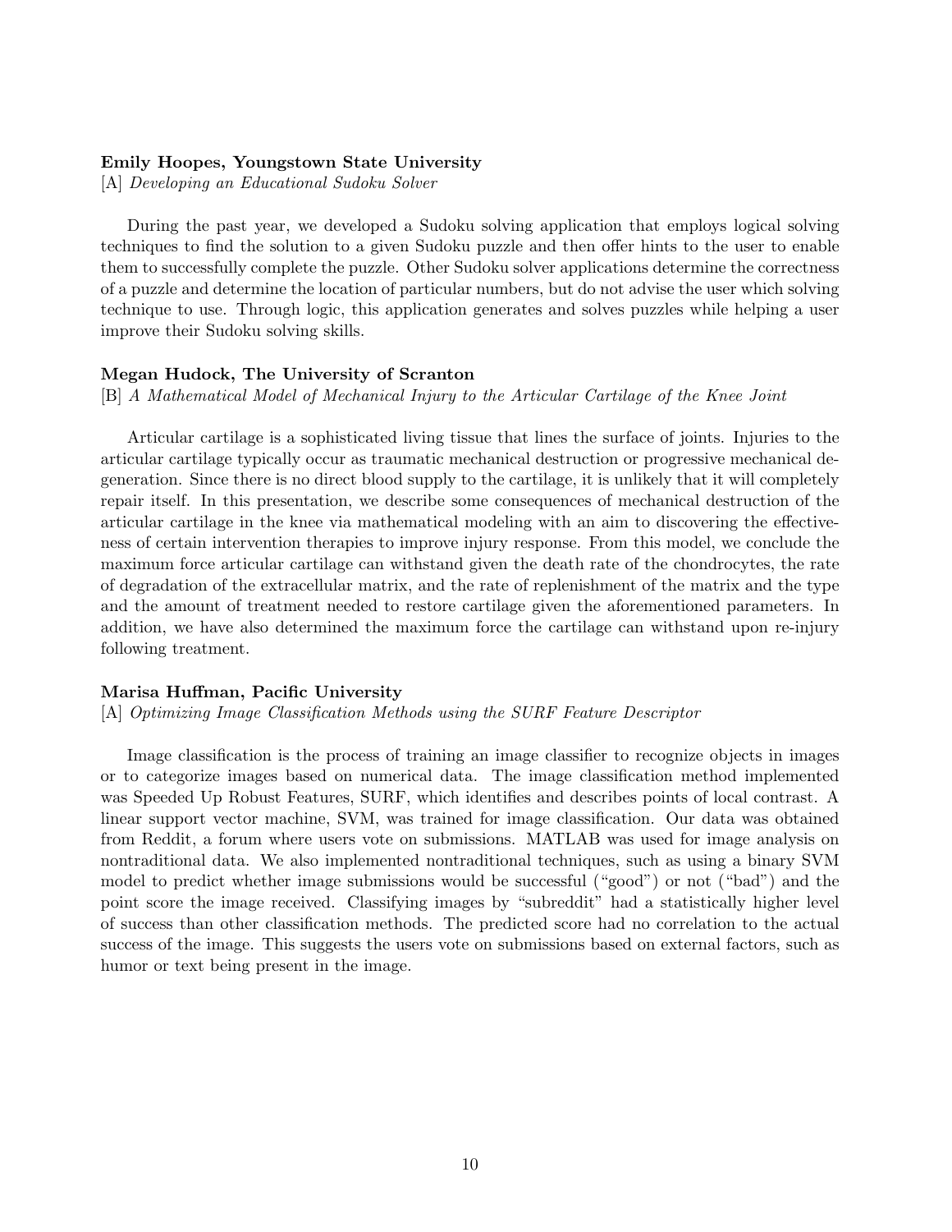**Emily Hoopes, Youngstown State University**
[A] *Developing an Educational Sudoku Solver*

During the past year, we developed a Sudoku solving application that employs logical solving techniques to find the solution to a given Sudoku puzzle and then offer hints to the user to enable them to successfully complete the puzzle. Other Sudoku solver applications determine the correctness of a puzzle and determine the location of particular numbers, but do not advise the user which solving technique to use. Through logic, this application generates and solves puzzles while helping a user improve their Sudoku solving skills.

**Megan Hudock, The University of Scranton**
[B] *A Mathematical Model of Mechanical Injury to the Articular Cartilage of the Knee Joint*

Articular cartilage is a sophisticated living tissue that lines the surface of joints. Injuries to the articular cartilage typically occur as traumatic mechanical destruction or progressive mechanical degeneration. Since there is no direct blood supply to the cartilage, it is unlikely that it will completely repair itself. In this presentation, we describe some consequences of mechanical destruction of the articular cartilage in the knee via mathematical modeling with an aim to discovering the effectiveness of certain intervention therapies to improve injury response. From this model, we conclude the maximum force articular cartilage can withstand given the death rate of the chondrocytes, the rate of degradation of the extracellular matrix, and the rate of replenishment of the matrix and the type and the amount of treatment needed to restore cartilage given the aforementioned parameters. In addition, we have also determined the maximum force the cartilage can withstand upon re-injury following treatment.

**Marisa Huffman, Pacific University**
[A] *Optimizing Image Classification Methods using the SURF Feature Descriptor*

Image classification is the process of training an image classifier to recognize objects in images or to categorize images based on numerical data. The image classification method implemented was Speeded Up Robust Features, SURF, which identifies and describes points of local contrast. A linear support vector machine, SVM, was trained for image classification. Our data was obtained from Reddit, a forum where users vote on submissions. MATLAB was used for image analysis on nontraditional data. We also implemented nontraditional techniques, such as using a binary SVM model to predict whether image submissions would be successful ("good") or not ("bad") and the point score the image received. Classifying images by "subreddit" had a statistically higher level of success than other classification methods. The predicted score had no correlation to the actual success of the image. This suggests the users vote on submissions based on external factors, such as humor or text being present in the image.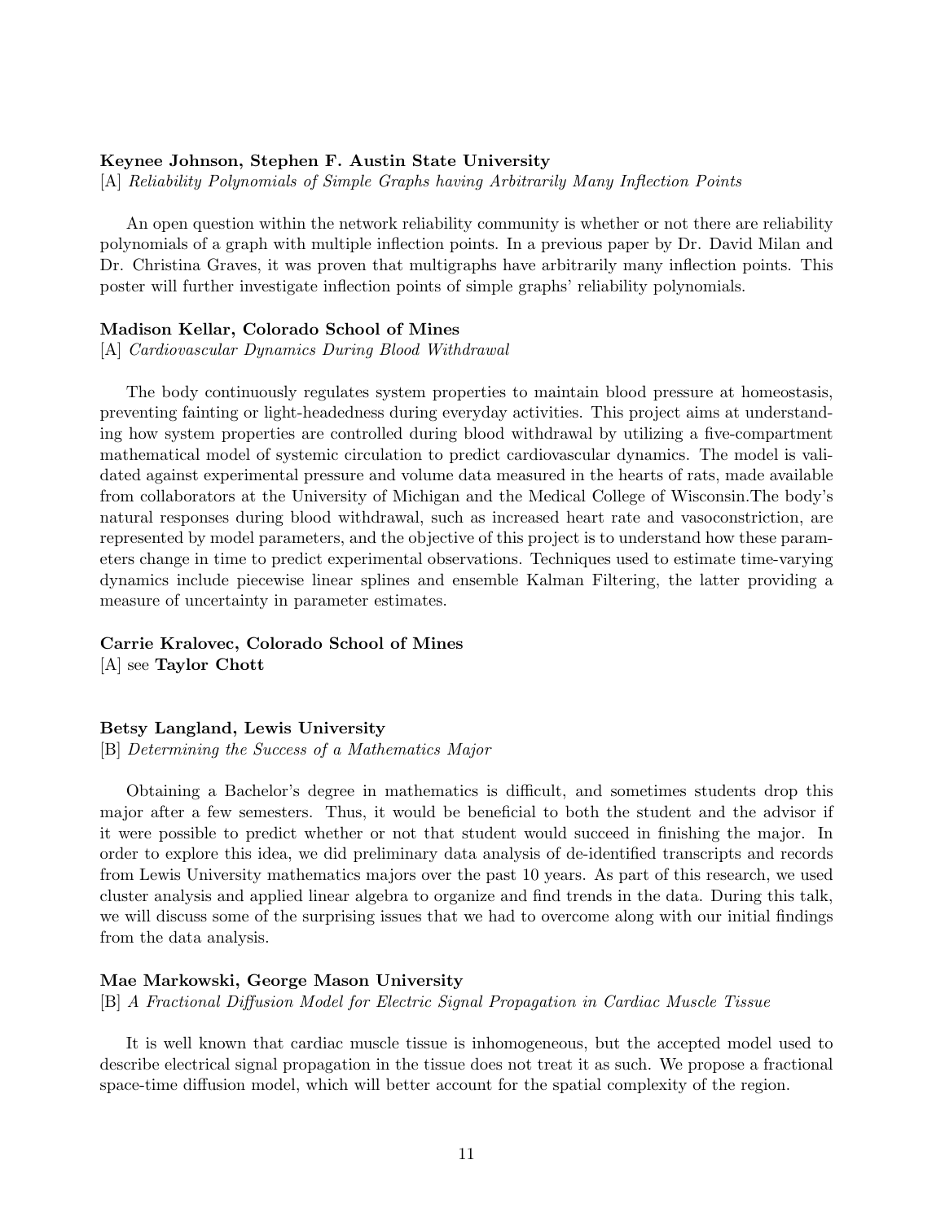**Keynee Johnson, Stephen F. Austin State University**
[A] *Reliability Polynomials of Simple Graphs having Arbitrarily Many Inflection Points*

An open question within the network reliability community is whether or not there are reliability polynomials of a graph with multiple inflection points. In a previous paper by Dr. David Milan and Dr. Christina Graves, it was proven that multigraphs have arbitrarily many inflection points. This poster will further investigate inflection points of simple graphs' reliability polynomials.

**Madison Kellar, Colorado School of Mines**
[A] *Cardiovascular Dynamics During Blood Withdrawal*

The body continuously regulates system properties to maintain blood pressure at homeostasis, preventing fainting or light-headedness during everyday activities. This project aims at understanding how system properties are controlled during blood withdrawal by utilizing a five-compartment mathematical model of systemic circulation to predict cardiovascular dynamics. The model is validated against experimental pressure and volume data measured in the hearts of rats, made available from collaborators at the University of Michigan and the Medical College of Wisconsin.The body's natural responses during blood withdrawal, such as increased heart rate and vasoconstriction, are represented by model parameters, and the objective of this project is to understand how these parameters change in time to predict experimental observations. Techniques used to estimate time-varying dynamics include piecewise linear splines and ensemble Kalman Filtering, the latter providing a measure of uncertainty in parameter estimates.

**Carrie Kralovec, Colorado School of Mines**
[A] see **Taylor Chott**

**Betsy Langland, Lewis University**
[B] *Determining the Success of a Mathematics Major*

Obtaining a Bachelor's degree in mathematics is difficult, and sometimes students drop this major after a few semesters. Thus, it would be beneficial to both the student and the advisor if it were possible to predict whether or not that student would succeed in finishing the major. In order to explore this idea, we did preliminary data analysis of de-identified transcripts and records from Lewis University mathematics majors over the past 10 years. As part of this research, we used cluster analysis and applied linear algebra to organize and find trends in the data. During this talk, we will discuss some of the surprising issues that we had to overcome along with our initial findings from the data analysis.

**Mae Markowski, George Mason University**
[B] *A Fractional Diffusion Model for Electric Signal Propagation in Cardiac Muscle Tissue*

It is well known that cardiac muscle tissue is inhomogeneous, but the accepted model used to describe electrical signal propagation in the tissue does not treat it as such. We propose a fractional space-time diffusion model, which will better account for the spatial complexity of the region.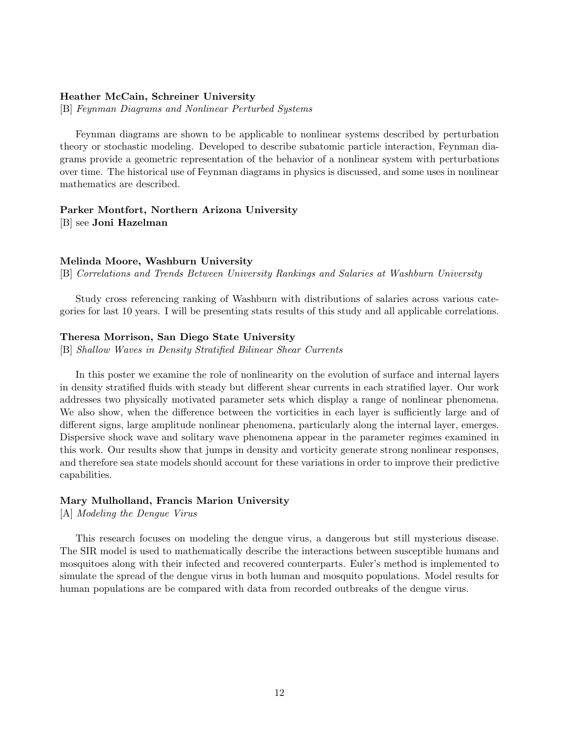**Heather McCain, Schreiner University**

[B] *Feynman Diagrams and Nonlinear Perturbed Systems*

Feynman diagrams are shown to be applicable to nonlinear systems described by perturbation theory or stochastic modeling. Developed to describe subatomic particle interaction, Feynman diagrams provide a geometric representation of the behavior of a nonlinear system with perturbations over time. The historical use of Feynman diagrams in physics is discussed, and some uses in nonlinear mathematics are described.

**Parker Montfort, Northern Arizona University**

[B] see **Joni Hazelman**

**Melinda Moore, Washburn University**

[B] *Correlations and Trends Between University Rankings and Salaries at Washburn University*

Study cross referencing ranking of Washburn with distributions of salaries across various categories for last 10 years. I will be presenting stats results of this study and all applicable correlations.

**Theresa Morrison, San Diego State University**

[B] *Shallow Waves in Density Stratified Bilinear Shear Currents*

In this poster we examine the role of nonlinearity on the evolution of surface and internal layers in density stratified fluids with steady but different shear currents in each stratified layer. Our work addresses two physically motivated parameter sets which display a range of nonlinear phenomena. We also show, when the difference between the vorticities in each layer is sufficiently large and of different signs, large amplitude nonlinear phenomena, particularly along the internal layer, emerges. Dispersive shock wave and solitary wave phenomena appear in the parameter regimes examined in this work. Our results show that jumps in density and vorticity generate strong nonlinear responses, and therefore sea state models should account for these variations in order to improve their predictive capabilities.

**Mary Mulholland, Francis Marion University**

[A] *Modeling the Dengue Virus*

This research focuses on modeling the dengue virus, a dangerous but still mysterious disease. The SIR model is used to mathematically describe the interactions between susceptible humans and mosquitoes along with their infected and recovered counterparts. Euler's method is implemented to simulate the spread of the dengue virus in both human and mosquito populations. Model results for human populations are be compared with data from recorded outbreaks of the dengue virus.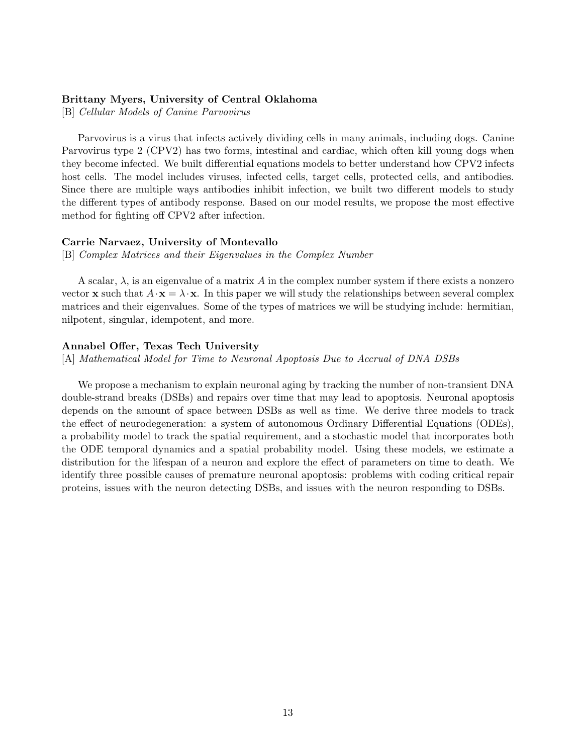**Brittany Myers, University of Central Oklahoma**

[B] *Cellular Models of Canine Parvovirus*

Parvovirus is a virus that infects actively dividing cells in many animals, including dogs. Canine Parvovirus type 2 (CPV2) has two forms, intestinal and cardiac, which often kill young dogs when they become infected. We built differential equations models to better understand how CPV2 infects host cells. The model includes viruses, infected cells, target cells, protected cells, and antibodies. Since there are multiple ways antibodies inhibit infection, we built two different models to study the different types of antibody response. Based on our model results, we propose the most effective method for fighting off CPV2 after infection.

**Carrie Narvaez, University of Montevallo**

[B] *Complex Matrices and their Eigenvalues in the Complex Number*

A scalar, $\lambda$, is an eigenvalue of a matrix $A$ in the complex number system if there exists a nonzero vector $\mathbf{x}$ such that $A \cdot \mathbf{x} = \lambda \cdot \mathbf{x}$. In this paper we will study the relationships between several complex matrices and their eigenvalues. Some of the types of matrices we will be studying include: hermitian, nilpotent, singular, idempotent, and more.

**Annabel Offer, Texas Tech University**

[A] *Mathematical Model for Time to Neuronal Apoptosis Due to Accrual of DNA DSBs*

We propose a mechanism to explain neuronal aging by tracking the number of non-transient DNA double-strand breaks (DSBs) and repairs over time that may lead to apoptosis. Neuronal apoptosis depends on the amount of space between DSBs as well as time. We derive three models to track the effect of neurodegeneration: a system of autonomous Ordinary Differential Equations (ODEs), a probability model to track the spatial requirement, and a stochastic model that incorporates both the ODE temporal dynamics and a spatial probability model. Using these models, we estimate a distribution for the lifespan of a neuron and explore the effect of parameters on time to death. We identify three possible causes of premature neuronal apoptosis: problems with coding critical repair proteins, issues with the neuron detecting DSBs, and issues with the neuron responding to DSBs.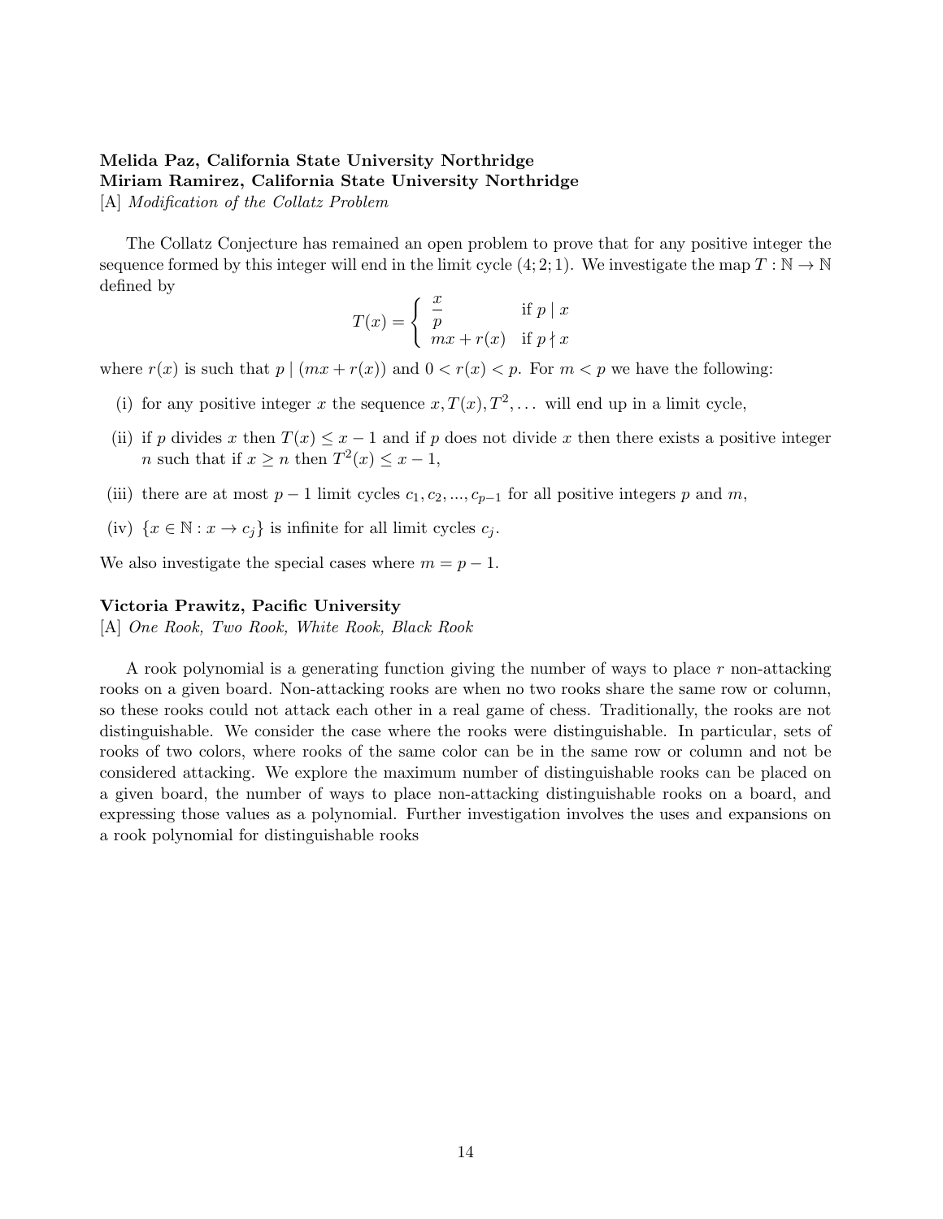**Melida Paz, California State University Northridge**
**Miriam Ramirez, California State University Northridge**
[A] *Modification of the Collatz Problem*

The Collatz Conjecture has remained an open problem to prove that for any positive integer the sequence formed by this integer will end in the limit cycle $(4; 2; 1)$. We investigate the map $T : \mathbb{N} \to \mathbb{N}$ defined by

$$T(x) = \begin{cases} \dfrac{x}{p} & \text{if } p \mid x \\ mx + r(x) & \text{if } p \nmid x \end{cases}$$

where $r(x)$ is such that $p \mid (mx + r(x))$ and $0 < r(x) < p$. For $m < p$ we have the following:

(i) for any positive integer $x$ the sequence $x, T(x), T^2, \ldots$ will end up in a limit cycle,

(ii) if $p$ divides $x$ then $T(x) \leq x - 1$ and if $p$ does not divide $x$ then there exists a positive integer $n$ such that if $x \geq n$ then $T^2(x) \leq x - 1$,

(iii) there are at most $p - 1$ limit cycles $c_1, c_2, ..., c_{p-1}$ for all positive integers $p$ and $m$,

(iv) $\{x \in \mathbb{N} : x \to c_j\}$ is infinite for all limit cycles $c_j$.

We also investigate the special cases where $m = p - 1$.

**Victoria Prawitz, Pacific University**
[A] *One Rook, Two Rook, White Rook, Black Rook*

A rook polynomial is a generating function giving the number of ways to place $r$ non-attacking rooks on a given board. Non-attacking rooks are when no two rooks share the same row or column, so these rooks could not attack each other in a real game of chess. Traditionally, the rooks are not distinguishable. We consider the case where the rooks were distinguishable. In particular, sets of rooks of two colors, where rooks of the same color can be in the same row or column and not be considered attacking. We explore the maximum number of distinguishable rooks can be placed on a given board, the number of ways to place non-attacking distinguishable rooks on a board, and expressing those values as a polynomial. Further investigation involves the uses and expansions on a rook polynomial for distinguishable rooks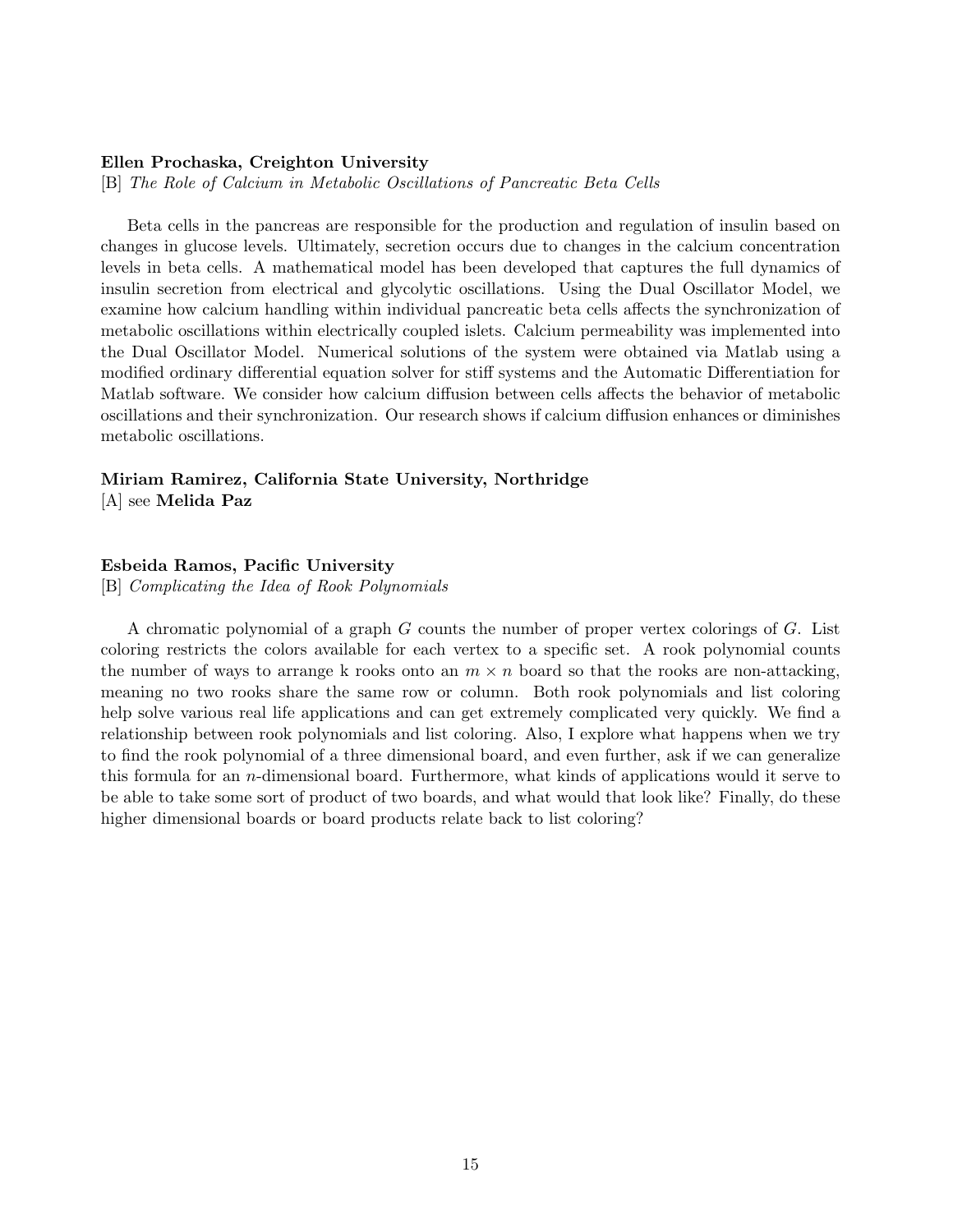**Ellen Prochaska, Creighton University**
[B] *The Role of Calcium in Metabolic Oscillations of Pancreatic Beta Cells*

Beta cells in the pancreas are responsible for the production and regulation of insulin based on changes in glucose levels. Ultimately, secretion occurs due to changes in the calcium concentration levels in beta cells. A mathematical model has been developed that captures the full dynamics of insulin secretion from electrical and glycolytic oscillations. Using the Dual Oscillator Model, we examine how calcium handling within individual pancreatic beta cells affects the synchronization of metabolic oscillations within electrically coupled islets. Calcium permeability was implemented into the Dual Oscillator Model. Numerical solutions of the system were obtained via Matlab using a modified ordinary differential equation solver for stiff systems and the Automatic Differentiation for Matlab software. We consider how calcium diffusion between cells affects the behavior of metabolic oscillations and their synchronization. Our research shows if calcium diffusion enhances or diminishes metabolic oscillations.

**Miriam Ramirez, California State University, Northridge**
[A] see **Melida Paz**

**Esbeida Ramos, Pacific University**
[B] *Complicating the Idea of Rook Polynomials*

A chromatic polynomial of a graph $G$ counts the number of proper vertex colorings of $G$. List coloring restricts the colors available for each vertex to a specific set. A rook polynomial counts the number of ways to arrange k rooks onto an $m \times n$ board so that the rooks are non-attacking, meaning no two rooks share the same row or column. Both rook polynomials and list coloring help solve various real life applications and can get extremely complicated very quickly. We find a relationship between rook polynomials and list coloring. Also, I explore what happens when we try to find the rook polynomial of a three dimensional board, and even further, ask if we can generalize this formula for an $n$-dimensional board. Furthermore, what kinds of applications would it serve to be able to take some sort of product of two boards, and what would that look like? Finally, do these higher dimensional boards or board products relate back to list coloring?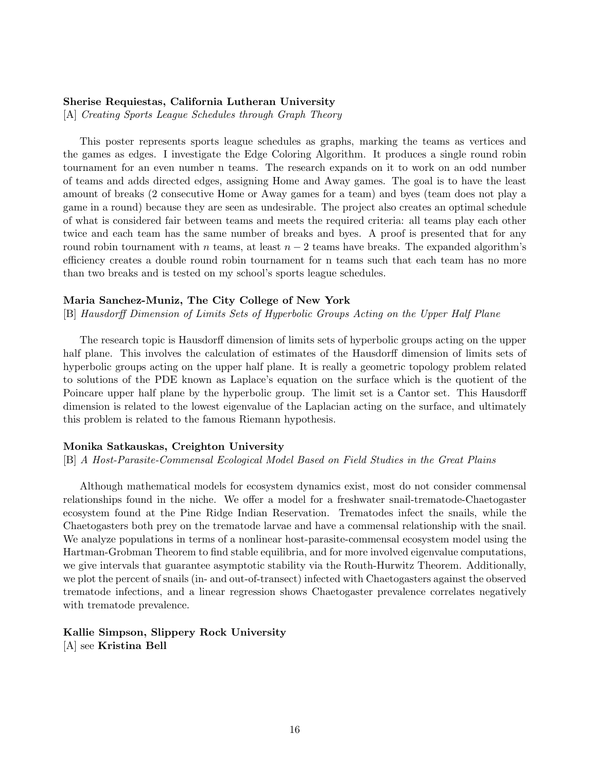**Sherise Requiestas, California Lutheran University**
[A] *Creating Sports League Schedules through Graph Theory*

This poster represents sports league schedules as graphs, marking the teams as vertices and the games as edges. I investigate the Edge Coloring Algorithm. It produces a single round robin tournament for an even number n teams. The research expands on it to work on an odd number of teams and adds directed edges, assigning Home and Away games. The goal is to have the least amount of breaks (2 consecutive Home or Away games for a team) and byes (team does not play a game in a round) because they are seen as undesirable. The project also creates an optimal schedule of what is considered fair between teams and meets the required criteria: all teams play each other twice and each team has the same number of breaks and byes. A proof is presented that for any round robin tournament with $n$ teams, at least $n-2$ teams have breaks. The expanded algorithm's efficiency creates a double round robin tournament for n teams such that each team has no more than two breaks and is tested on my school's sports league schedules.

**Maria Sanchez-Muniz, The City College of New York**
[B] *Hausdorff Dimension of Limits Sets of Hyperbolic Groups Acting on the Upper Half Plane*

The research topic is Hausdorff dimension of limits sets of hyperbolic groups acting on the upper half plane. This involves the calculation of estimates of the Hausdorff dimension of limits sets of hyperbolic groups acting on the upper half plane. It is really a geometric topology problem related to solutions of the PDE known as Laplace's equation on the surface which is the quotient of the Poincare upper half plane by the hyperbolic group. The limit set is a Cantor set. This Hausdorff dimension is related to the lowest eigenvalue of the Laplacian acting on the surface, and ultimately this problem is related to the famous Riemann hypothesis.

**Monika Satkauskas, Creighton University**
[B] *A Host-Parasite-Commensal Ecological Model Based on Field Studies in the Great Plains*

Although mathematical models for ecosystem dynamics exist, most do not consider commensal relationships found in the niche. We offer a model for a freshwater snail-trematode-Chaetogaster ecosystem found at the Pine Ridge Indian Reservation. Trematodes infect the snails, while the Chaetogasters both prey on the trematode larvae and have a commensal relationship with the snail. We analyze populations in terms of a nonlinear host-parasite-commensal ecosystem model using the Hartman-Grobman Theorem to find stable equilibria, and for more involved eigenvalue computations, we give intervals that guarantee asymptotic stability via the Routh-Hurwitz Theorem. Additionally, we plot the percent of snails (in- and out-of-transect) infected with Chaetogasters against the observed trematode infections, and a linear regression shows Chaetogaster prevalence correlates negatively with trematode prevalence.

**Kallie Simpson, Slippery Rock University**
[A] see **Kristina Bell**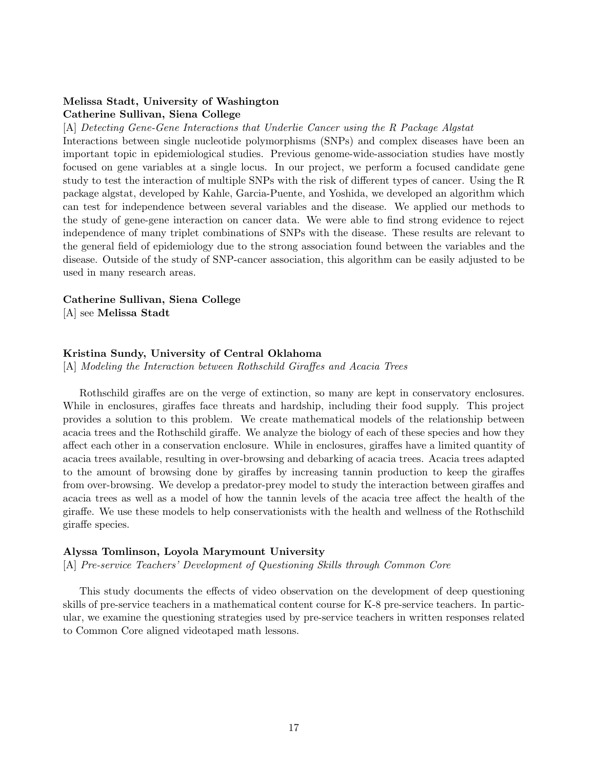**Melissa Stadt, University of Washington**
**Catherine Sullivan, Siena College**

[A] *Detecting Gene-Gene Interactions that Underlie Cancer using the R Package Algstat*

Interactions between single nucleotide polymorphisms (SNPs) and complex diseases have been an important topic in epidemiological studies. Previous genome-wide-association studies have mostly focused on gene variables at a single locus. In our project, we perform a focused candidate gene study to test the interaction of multiple SNPs with the risk of different types of cancer. Using the R package algstat, developed by Kahle, Garcia-Puente, and Yoshida, we developed an algorithm which can test for independence between several variables and the disease. We applied our methods to the study of gene-gene interaction on cancer data. We were able to find strong evidence to reject independence of many triplet combinations of SNPs with the disease. These results are relevant to the general field of epidemiology due to the strong association found between the variables and the disease. Outside of the study of SNP-cancer association, this algorithm can be easily adjusted to be used in many research areas.

**Catherine Sullivan, Siena College**

[A] see **Melissa Stadt**

**Kristina Sundy, University of Central Oklahoma**

[A] *Modeling the Interaction between Rothschild Giraffes and Acacia Trees*

Rothschild giraffes are on the verge of extinction, so many are kept in conservatory enclosures. While in enclosures, giraffes face threats and hardship, including their food supply. This project provides a solution to this problem. We create mathematical models of the relationship between acacia trees and the Rothschild giraffe. We analyze the biology of each of these species and how they affect each other in a conservation enclosure. While in enclosures, giraffes have a limited quantity of acacia trees available, resulting in over-browsing and debarking of acacia trees. Acacia trees adapted to the amount of browsing done by giraffes by increasing tannin production to keep the giraffes from over-browsing. We develop a predator-prey model to study the interaction between giraffes and acacia trees as well as a model of how the tannin levels of the acacia tree affect the health of the giraffe. We use these models to help conservationists with the health and wellness of the Rothschild giraffe species.

**Alyssa Tomlinson, Loyola Marymount University**

[A] *Pre-service Teachers' Development of Questioning Skills through Common Core*

This study documents the effects of video observation on the development of deep questioning skills of pre-service teachers in a mathematical content course for K-8 pre-service teachers. In particular, we examine the questioning strategies used by pre-service teachers in written responses related to Common Core aligned videotaped math lessons.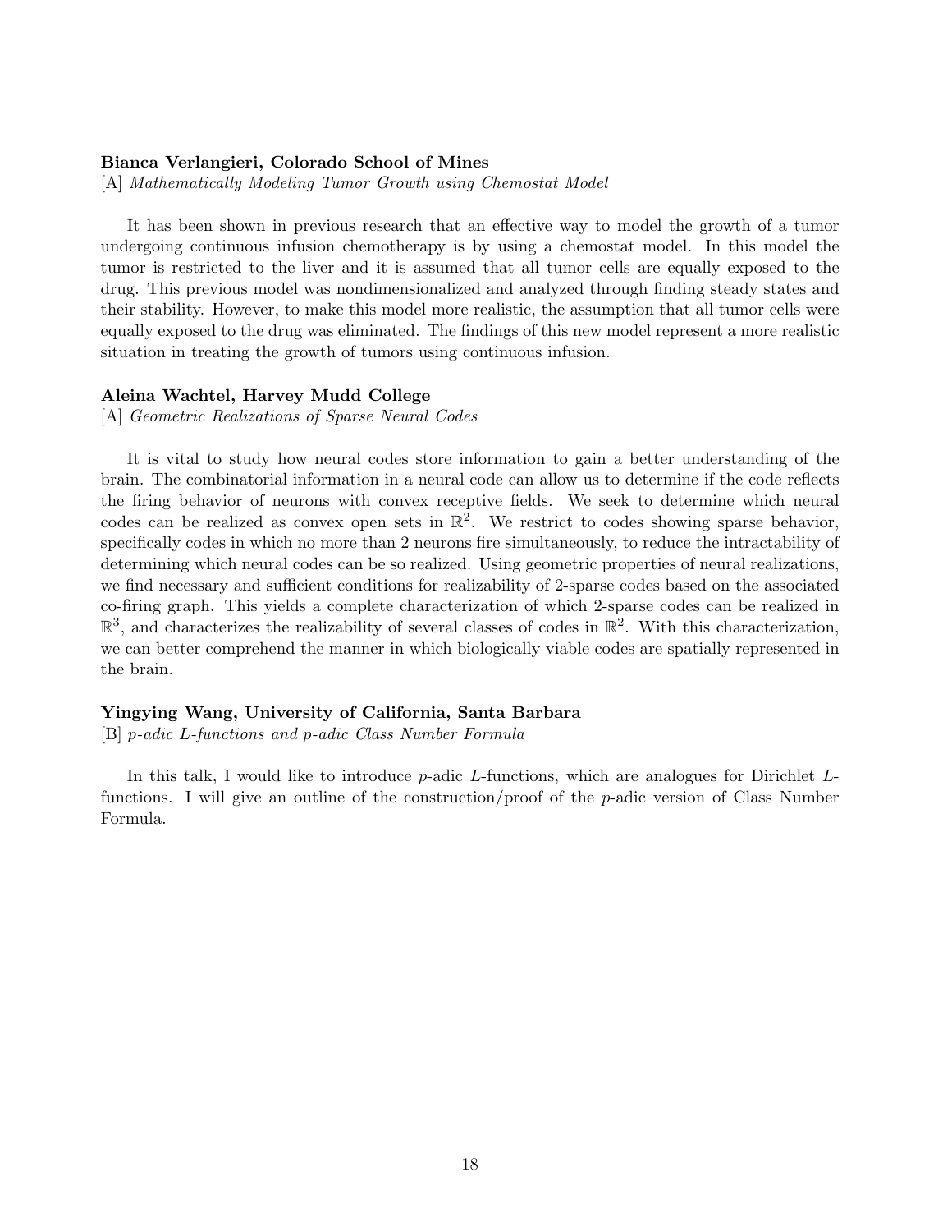**Bianca Verlangieri, Colorado School of Mines**

[A] *Mathematically Modeling Tumor Growth using Chemostat Model*

It has been shown in previous research that an effective way to model the growth of a tumor undergoing continuous infusion chemotherapy is by using a chemostat model. In this model the tumor is restricted to the liver and it is assumed that all tumor cells are equally exposed to the drug. This previous model was nondimensionalized and analyzed through finding steady states and their stability. However, to make this model more realistic, the assumption that all tumor cells were equally exposed to the drug was eliminated. The findings of this new model represent a more realistic situation in treating the growth of tumors using continuous infusion.

**Aleina Wachtel, Harvey Mudd College**

[A] *Geometric Realizations of Sparse Neural Codes*

It is vital to study how neural codes store information to gain a better understanding of the brain. The combinatorial information in a neural code can allow us to determine if the code reflects the firing behavior of neurons with convex receptive fields. We seek to determine which neural codes can be realized as convex open sets in $\mathbb{R}^2$. We restrict to codes showing sparse behavior, specifically codes in which no more than 2 neurons fire simultaneously, to reduce the intractability of determining which neural codes can be so realized. Using geometric properties of neural realizations, we find necessary and sufficient conditions for realizability of 2-sparse codes based on the associated co-firing graph. This yields a complete characterization of which 2-sparse codes can be realized in $\mathbb{R}^3$, and characterizes the realizability of several classes of codes in $\mathbb{R}^2$. With this characterization, we can better comprehend the manner in which biologically viable codes are spatially represented in the brain.

**Yingying Wang, University of California, Santa Barbara**

[B] *$p$-adic $L$-functions and $p$-adic Class Number Formula*

In this talk, I would like to introduce $p$-adic $L$-functions, which are analogues for Dirichlet $L$-functions. I will give an outline of the construction/proof of the $p$-adic version of Class Number Formula.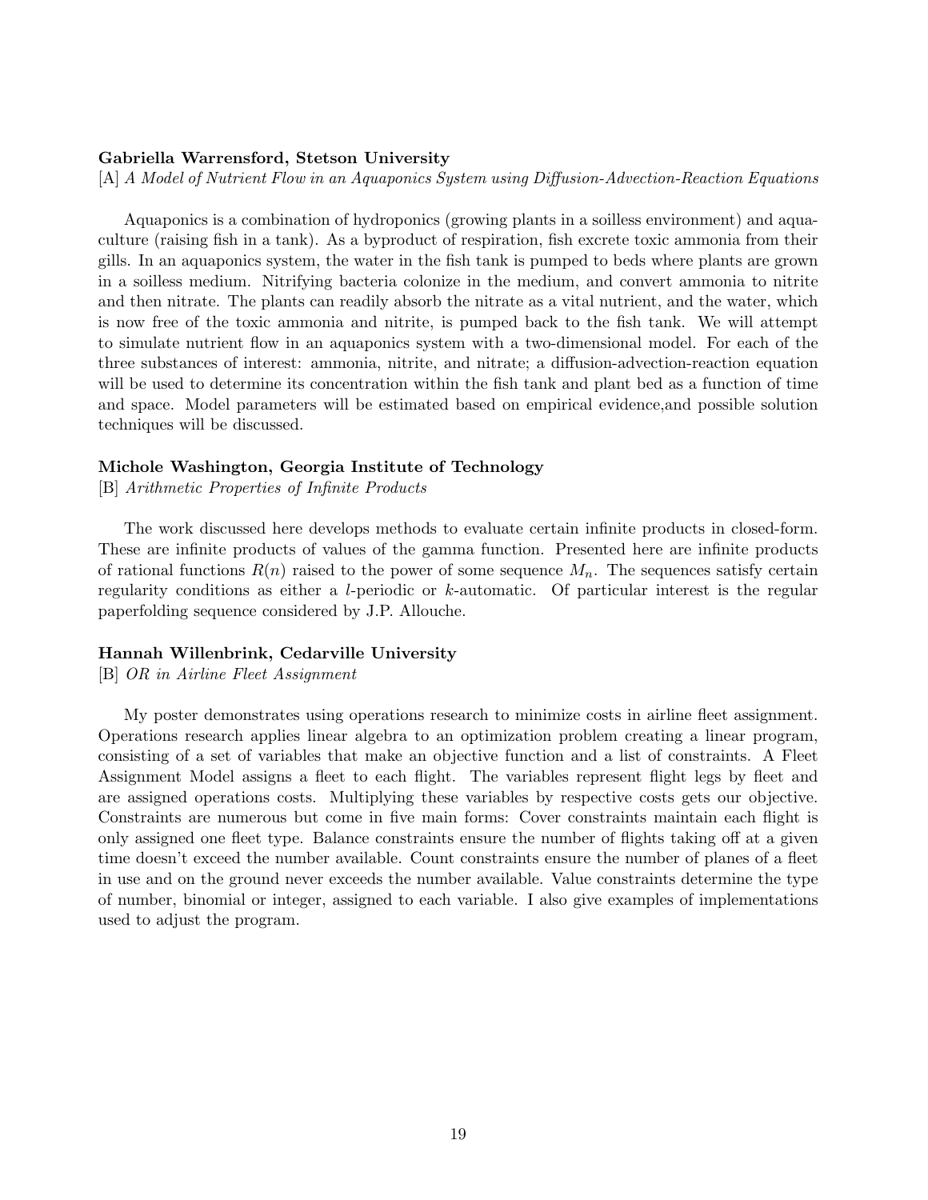**Gabriella Warrensford, Stetson University**

[A] *A Model of Nutrient Flow in an Aquaponics System using Diffusion-Advection-Reaction Equations*

Aquaponics is a combination of hydroponics (growing plants in a soilless environment) and aquaculture (raising fish in a tank). As a byproduct of respiration, fish excrete toxic ammonia from their gills. In an aquaponics system, the water in the fish tank is pumped to beds where plants are grown in a soilless medium. Nitrifying bacteria colonize in the medium, and convert ammonia to nitrite and then nitrate. The plants can readily absorb the nitrate as a vital nutrient, and the water, which is now free of the toxic ammonia and nitrite, is pumped back to the fish tank. We will attempt to simulate nutrient flow in an aquaponics system with a two-dimensional model. For each of the three substances of interest: ammonia, nitrite, and nitrate; a diffusion-advection-reaction equation will be used to determine its concentration within the fish tank and plant bed as a function of time and space. Model parameters will be estimated based on empirical evidence,and possible solution techniques will be discussed.

**Michole Washington, Georgia Institute of Technology**

[B] *Arithmetic Properties of Infinite Products*

The work discussed here develops methods to evaluate certain infinite products in closed-form. These are infinite products of values of the gamma function. Presented here are infinite products of rational functions $R(n)$ raised to the power of some sequence $M_n$. The sequences satisfy certain regularity conditions as either a $l$-periodic or $k$-automatic. Of particular interest is the regular paperfolding sequence considered by J.P. Allouche.

**Hannah Willenbrink, Cedarville University**

[B] *OR in Airline Fleet Assignment*

My poster demonstrates using operations research to minimize costs in airline fleet assignment. Operations research applies linear algebra to an optimization problem creating a linear program, consisting of a set of variables that make an objective function and a list of constraints. A Fleet Assignment Model assigns a fleet to each flight. The variables represent flight legs by fleet and are assigned operations costs. Multiplying these variables by respective costs gets our objective. Constraints are numerous but come in five main forms: Cover constraints maintain each flight is only assigned one fleet type. Balance constraints ensure the number of flights taking off at a given time doesn't exceed the number available. Count constraints ensure the number of planes of a fleet in use and on the ground never exceeds the number available. Value constraints determine the type of number, binomial or integer, assigned to each variable. I also give examples of implementations used to adjust the program.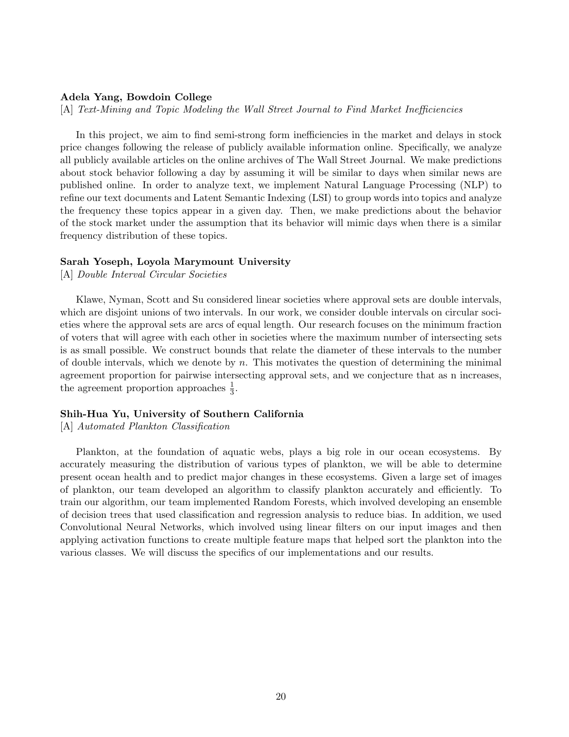**Adela Yang, Bowdoin College**

[A] *Text-Mining and Topic Modeling the Wall Street Journal to Find Market Inefficiencies*

In this project, we aim to find semi-strong form inefficiencies in the market and delays in stock price changes following the release of publicly available information online. Specifically, we analyze all publicly available articles on the online archives of The Wall Street Journal. We make predictions about stock behavior following a day by assuming it will be similar to days when similar news are published online. In order to analyze text, we implement Natural Language Processing (NLP) to refine our text documents and Latent Semantic Indexing (LSI) to group words into topics and analyze the frequency these topics appear in a given day. Then, we make predictions about the behavior of the stock market under the assumption that its behavior will mimic days when there is a similar frequency distribution of these topics.

**Sarah Yoseph, Loyola Marymount University**

[A] *Double Interval Circular Societies*

Klawe, Nyman, Scott and Su considered linear societies where approval sets are double intervals, which are disjoint unions of two intervals. In our work, we consider double intervals on circular societies where the approval sets are arcs of equal length. Our research focuses on the minimum fraction of voters that will agree with each other in societies where the maximum number of intersecting sets is as small possible. We construct bounds that relate the diameter of these intervals to the number of double intervals, which we denote by $n$. This motivates the question of determining the minimal agreement proportion for pairwise intersecting approval sets, and we conjecture that as n increases, the agreement proportion approaches $\frac{1}{3}$.

**Shih-Hua Yu, University of Southern California**

[A] *Automated Plankton Classification*

Plankton, at the foundation of aquatic webs, plays a big role in our ocean ecosystems. By accurately measuring the distribution of various types of plankton, we will be able to determine present ocean health and to predict major changes in these ecosystems. Given a large set of images of plankton, our team developed an algorithm to classify plankton accurately and efficiently. To train our algorithm, our team implemented Random Forests, which involved developing an ensemble of decision trees that used classification and regression analysis to reduce bias. In addition, we used Convolutional Neural Networks, which involved using linear filters on our input images and then applying activation functions to create multiple feature maps that helped sort the plankton into the various classes. We will discuss the specifics of our implementations and our results.